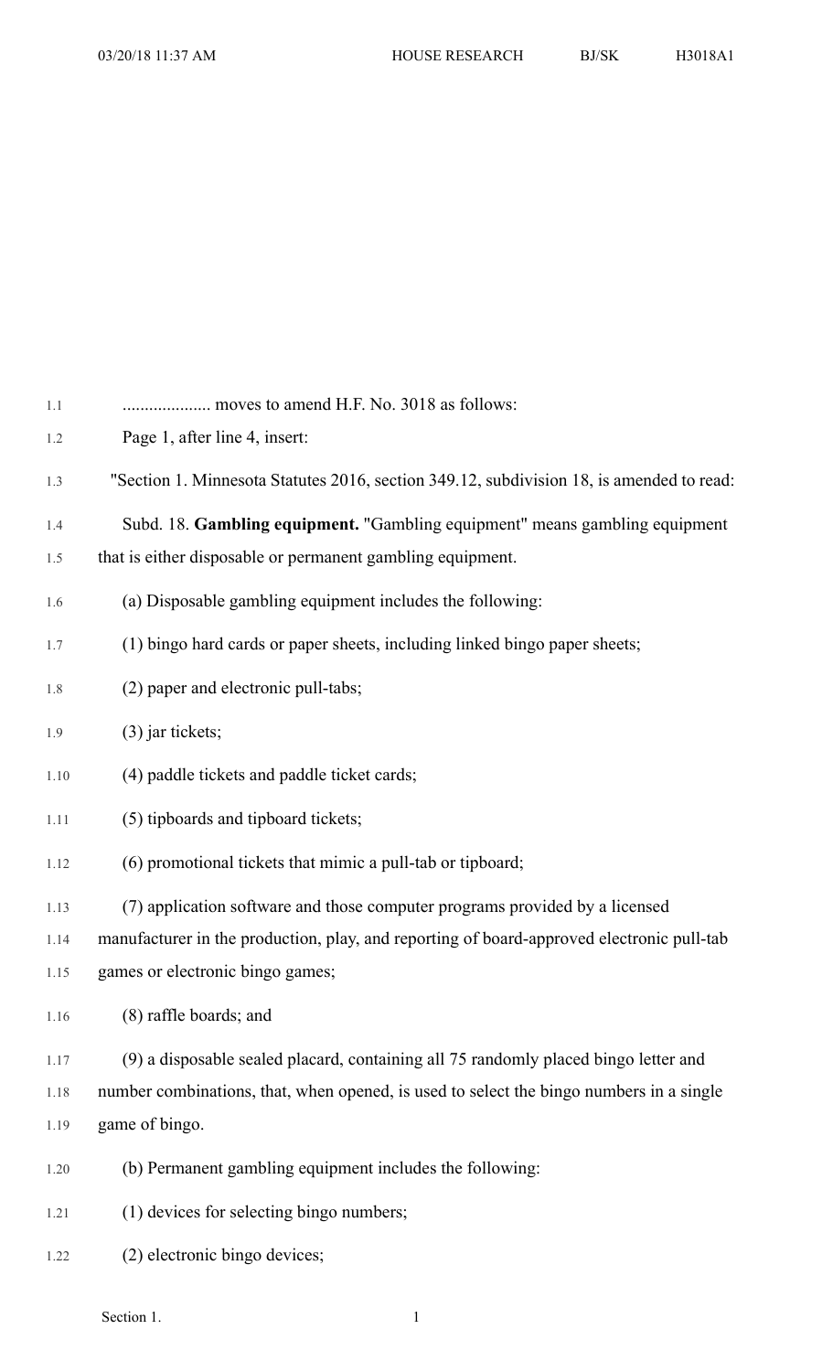.................... moves to amend H.F. No. 3018 as follows:

Page 1, after line 4, insert:

"Section 1. Minnesota Statutes 2016, section 349.12, subdivision 18, is amended to read:

Subd. 18. **Gambling equipment.** "Gambling equipment" means gambling equipment that is either disposable or permanent gambling equipment.

(a) Disposable gambling equipment includes the following:

(1) bingo hard cards or paper sheets, including linked bingo paper sheets;

(2) paper and electronic pull-tabs;

(3) jar tickets;

(4) paddle tickets and paddle ticket cards;

(5) tipboards and tipboard tickets;

(6) promotional tickets that mimic a pull-tab or tipboard;

(7) application software and those computer programs provided by a licensed manufacturer in the production, play, and reporting of board-approved electronic pull-tab games or electronic bingo games;

(8) raffle boards; and

(9) a disposable sealed placard, containing all 75 randomly placed bingo letter and number combinations, that, when opened, is used to select the bingo numbers in a single game of bingo.

(b) Permanent gambling equipment includes the following:

(1) devices for selecting bingo numbers;

(2) electronic bingo devices;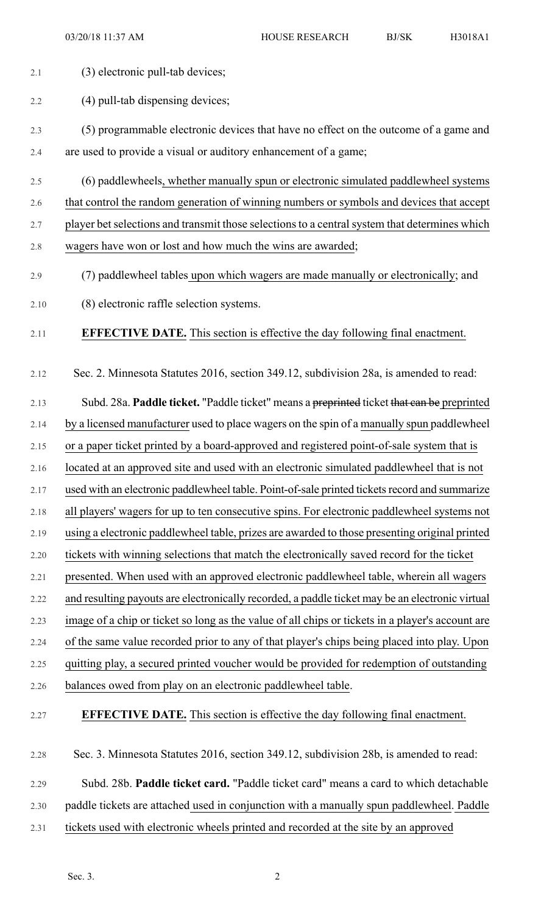(3) electronic pull-tab devices;

(4) pull-tab dispensing devices;

(5) programmable electronic devices that have no effect on the outcome of a game and are used to provide a visual or auditory enhancement of a game;

(6) paddlewheels, whether manually spun or electronic simulated paddlewheel systems that control the random generation of winning numbers or symbols and devices that accept player bet selections and transmit those selections to a central system that determines which wagers have won or lost and how much the wins are awarded;

(7) paddlewheel tables upon which wagers are made manually or electronically; and

(8) electronic raffle selection systems.

**EFFECTIVE DATE.** This section is effective the day following final enactment.

Sec. 2. Minnesota Statutes 2016, section 349.12, subdivision 28a, is amended to read:

Subd. 28a. **Paddle ticket.** "Paddle ticket" means a ~~preprinted~~ ticket ~~that can be~~ preprinted by a licensed manufacturer used to place wagers on the spin of a manually spun paddlewheel or a paper ticket printed by a board-approved and registered point-of-sale system that is located at an approved site and used with an electronic simulated paddlewheel that is not used with an electronic paddlewheel table. Point-of-sale printed tickets record and summarize all players' wagers for up to ten consecutive spins. For electronic paddlewheel systems not using a electronic paddlewheel table, prizes are awarded to those presenting original printed tickets with winning selections that match the electronically saved record for the ticket presented. When used with an approved electronic paddlewheel table, wherein all wagers and resulting payouts are electronically recorded, a paddle ticket may be an electronic virtual image of a chip or ticket so long as the value of all chips or tickets in a player's account are of the same value recorded prior to any of that player's chips being placed into play. Upon quitting play, a secured printed voucher would be provided for redemption of outstanding balances owed from play on an electronic paddlewheel table.

**EFFECTIVE DATE.** This section is effective the day following final enactment.

Sec. 3. Minnesota Statutes 2016, section 349.12, subdivision 28b, is amended to read:

Subd. 28b. **Paddle ticket card.** "Paddle ticket card" means a card to which detachable paddle tickets are attached used in conjunction with a manually spun paddlewheel. Paddle tickets used with electronic wheels printed and recorded at the site by an approved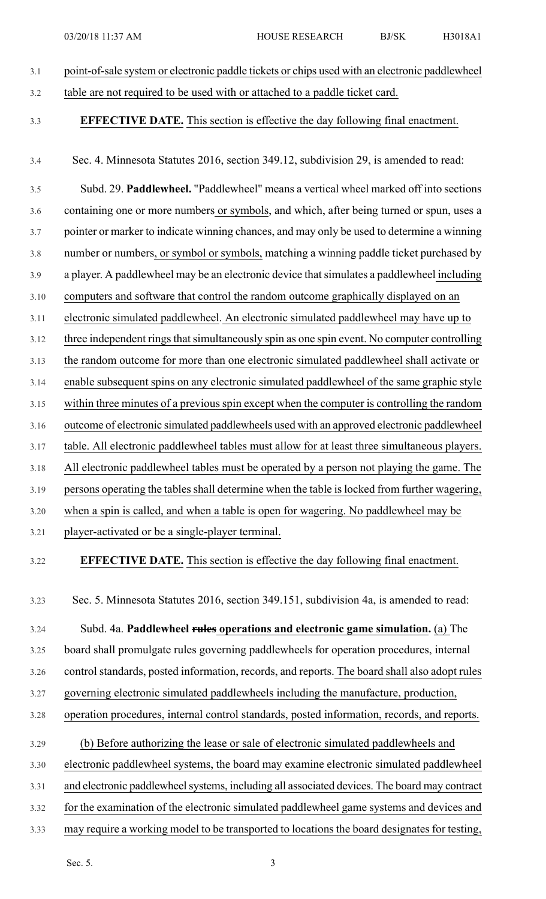point-of-sale system or electronic paddle tickets or chips used with an electronic paddlewheel table are not required to be used with or attached to a paddle ticket card.

**EFFECTIVE DATE.** This section is effective the day following final enactment.

Sec. 4. Minnesota Statutes 2016, section 349.12, subdivision 29, is amended to read:

Subd. 29. **Paddlewheel.** "Paddlewheel" means a vertical wheel marked off into sections containing one or more numbers or symbols, and which, after being turned or spun, uses a pointer or marker to indicate winning chances, and may only be used to determine a winning number or numbers, or symbol or symbols, matching a winning paddle ticket purchased by a player. A paddlewheel may be an electronic device that simulates a paddlewheel including computers and software that control the random outcome graphically displayed on an electronic simulated paddlewheel. An electronic simulated paddlewheel may have up to three independent rings that simultaneously spin as one spin event. No computer controlling the random outcome for more than one electronic simulated paddlewheel shall activate or enable subsequent spins on any electronic simulated paddlewheel of the same graphic style within three minutes of a previous spin except when the computer is controlling the random outcome of electronic simulated paddlewheels used with an approved electronic paddlewheel table. All electronic paddlewheel tables must allow for at least three simultaneous players. All electronic paddlewheel tables must be operated by a person not playing the game. The persons operating the tables shall determine when the table is locked from further wagering, when a spin is called, and when a table is open for wagering. No paddlewheel may be player-activated or be a single-player terminal.

**EFFECTIVE DATE.** This section is effective the day following final enactment.

Sec. 5. Minnesota Statutes 2016, section 349.151, subdivision 4a, is amended to read:

Subd. 4a. **Paddlewheel ~~rules~~ operations and electronic game simulation.** (a) The board shall promulgate rules governing paddlewheels for operation procedures, internal control standards, posted information, records, and reports. The board shall also adopt rules governing electronic simulated paddlewheels including the manufacture, production, operation procedures, internal control standards, posted information, records, and reports.

(b) Before authorizing the lease or sale of electronic simulated paddlewheels and electronic paddlewheel systems, the board may examine electronic simulated paddlewheel and electronic paddlewheel systems, including all associated devices. The board may contract for the examination of the electronic simulated paddlewheel game systems and devices and may require a working model to be transported to locations the board designates for testing,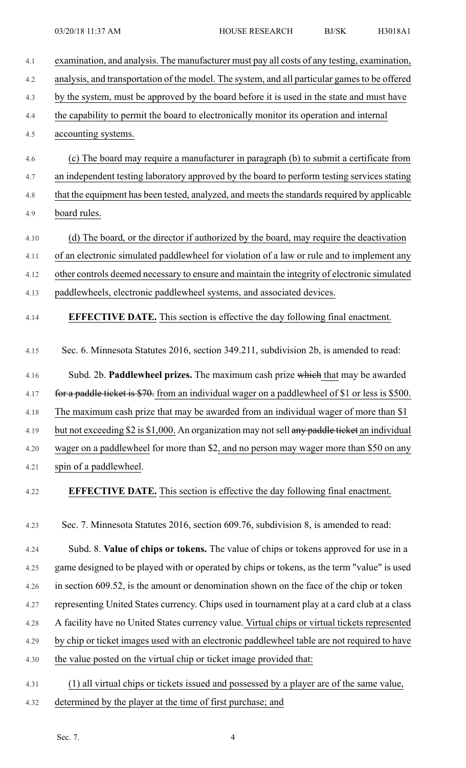examination, and analysis. The manufacturer must pay all costs of any testing, examination, analysis, and transportation of the model. The system, and all particular games to be offered by the system, must be approved by the board before it is used in the state and must have the capability to permit the board to electronically monitor its operation and internal accounting systems.

(c) The board may require a manufacturer in paragraph (b) to submit a certificate from an independent testing laboratory approved by the board to perform testing services stating that the equipment has been tested, analyzed, and meets the standards required by applicable board rules.

(d) The board, or the director if authorized by the board, may require the deactivation of an electronic simulated paddlewheel for violation of a law or rule and to implement any other controls deemed necessary to ensure and maintain the integrity of electronic simulated paddlewheels, electronic paddlewheel systems, and associated devices.

**EFFECTIVE DATE.** This section is effective the day following final enactment.

Sec. 6. Minnesota Statutes 2016, section 349.211, subdivision 2b, is amended to read:

Subd. 2b. **Paddlewheel prizes.** The maximum cash prize ~~which~~ that may be awarded ~~for a paddle ticket is $70.~~ from an individual wager on a paddlewheel of $1 or less is $500. The maximum cash prize that may be awarded from an individual wager of more than $1 but not exceeding $2 is $1,000. An organization may not sell ~~any paddle ticket~~ an individual wager on a paddlewheel for more than $2, and no person may wager more than $50 on any spin of a paddlewheel.

**EFFECTIVE DATE.** This section is effective the day following final enactment.

Sec. 7. Minnesota Statutes 2016, section 609.76, subdivision 8, is amended to read:

Subd. 8. **Value of chips or tokens.** The value of chips or tokens approved for use in a game designed to be played with or operated by chips or tokens, as the term "value" is used in section 609.52, is the amount or denomination shown on the face of the chip or token representing United States currency. Chips used in tournament play at a card club at a class A facility have no United States currency value. Virtual chips or virtual tickets represented by chip or ticket images used with an electronic paddlewheel table are not required to have the value posted on the virtual chip or ticket image provided that:

(1) all virtual chips or tickets issued and possessed by a player are of the same value, determined by the player at the time of first purchase; and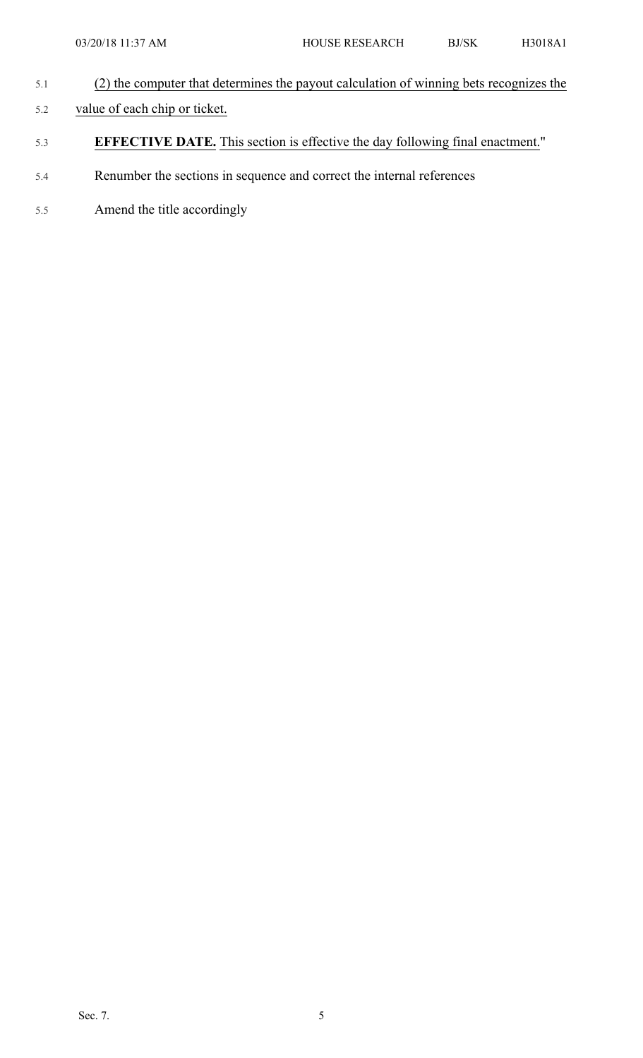(2) the computer that determines the payout calculation of winning bets recognizes the value of each chip or ticket.

**EFFECTIVE DATE.** This section is effective the day following final enactment."

Renumber the sections in sequence and correct the internal references

Amend the title accordingly